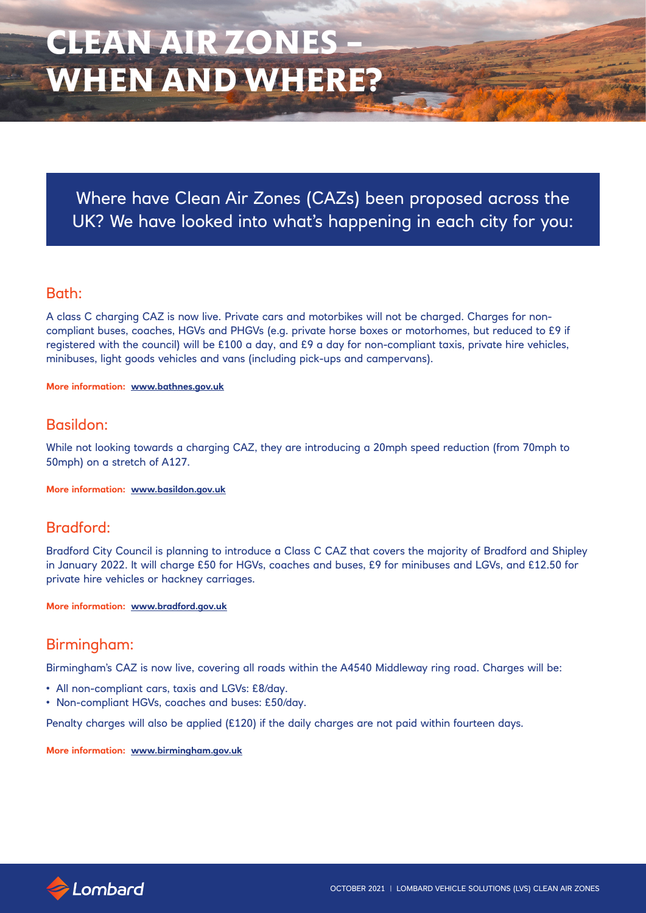# CLEAN AIR ZONES – WHEN AND WHERE?

Where have Clean Air Zones (CAZs) been proposed across the UK? We have looked into what's happening in each city for you:

## Bath:

A class C charging CAZ is now live. Private cars and motorbikes will not be charged. Charges for non-compliant buses, coaches, HGVs and PHGVs (e.g. private horse boxes or motorhomes, but reduced to £9 if registered with the council) will be £100 a day, and £9 a day for non-compliant taxis, private hire vehicles, minibuses, light goods vehicles and vans (including pick-ups and campervans).

**More information: www.bathnes.gov.uk**

## Basildon:

While not looking towards a charging CAZ, they are introducing a 20mph speed reduction (from 70mph to 50mph) on a stretch of A127.

**More information: www.basildon.gov.uk**

## Bradford:

Bradford City Council is planning to introduce a Class C CAZ that covers the majority of Bradford and Shipley in January 2022. It will charge £50 for HGVs, coaches and buses, £9 for minibuses and LGVs, and £12.50 for private hire vehicles or hackney carriages.

**More information: www.bradford.gov.uk**

## Birmingham:

Birmingham's CAZ is now live, covering all roads within the A4540 Middleway ring road. Charges will be:

- All non-compliant cars, taxis and LGVs: £8/day.
- Non-compliant HGVs, coaches and buses: £50/day.

Penalty charges will also be applied (£120) if the daily charges are not paid within fourteen days.

**More information: www.birmingham.gov.uk**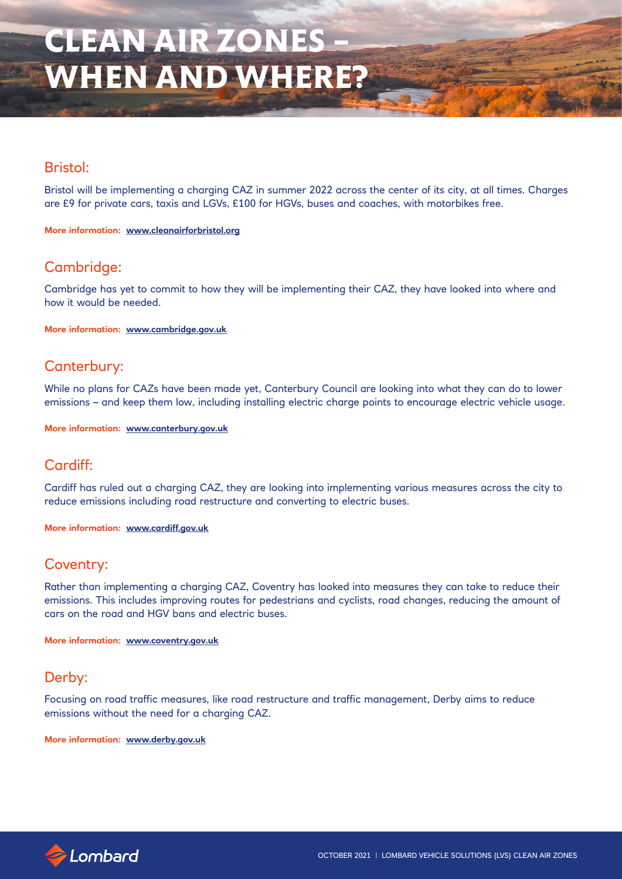# CLEAN AIR ZONES – WHEN AND WHERE?

## Bristol:

Bristol will be implementing a charging CAZ in summer 2022 across the center of its city, at all times. Charges are £9 for private cars, taxis and LGVs, £100 for HGVs, buses and coaches, with motorbikes free.

**More information:** www.cleanairforbristol.org

## Cambridge:

Cambridge has yet to commit to how they will be implementing their CAZ, they have looked into where and how it would be needed.

**More information:** www.cambridge.gov.uk

## Canterbury:

While no plans for CAZs have been made yet, Canterbury Council are looking into what they can do to lower emissions – and keep them low, including installing electric charge points to encourage electric vehicle usage.

**More information:** www.canterbury.gov.uk

## Cardiff:

Cardiff has ruled out a charging CAZ, they are looking into implementing various measures across the city to reduce emissions including road restructure and converting to electric buses.

**More information:** www.cardiff.gov.uk

## Coventry:

Rather than implementing a charging CAZ, Coventry has looked into measures they can take to reduce their emissions. This includes improving routes for pedestrians and cyclists, road changes, reducing the amount of cars on the road and HGV bans and electric buses.

**More information:** www.coventry.gov.uk

## Derby:

Focusing on road traffic measures, like road restructure and traffic management, Derby aims to reduce emissions without the need for a charging CAZ.

**More information:** www.derby.gov.uk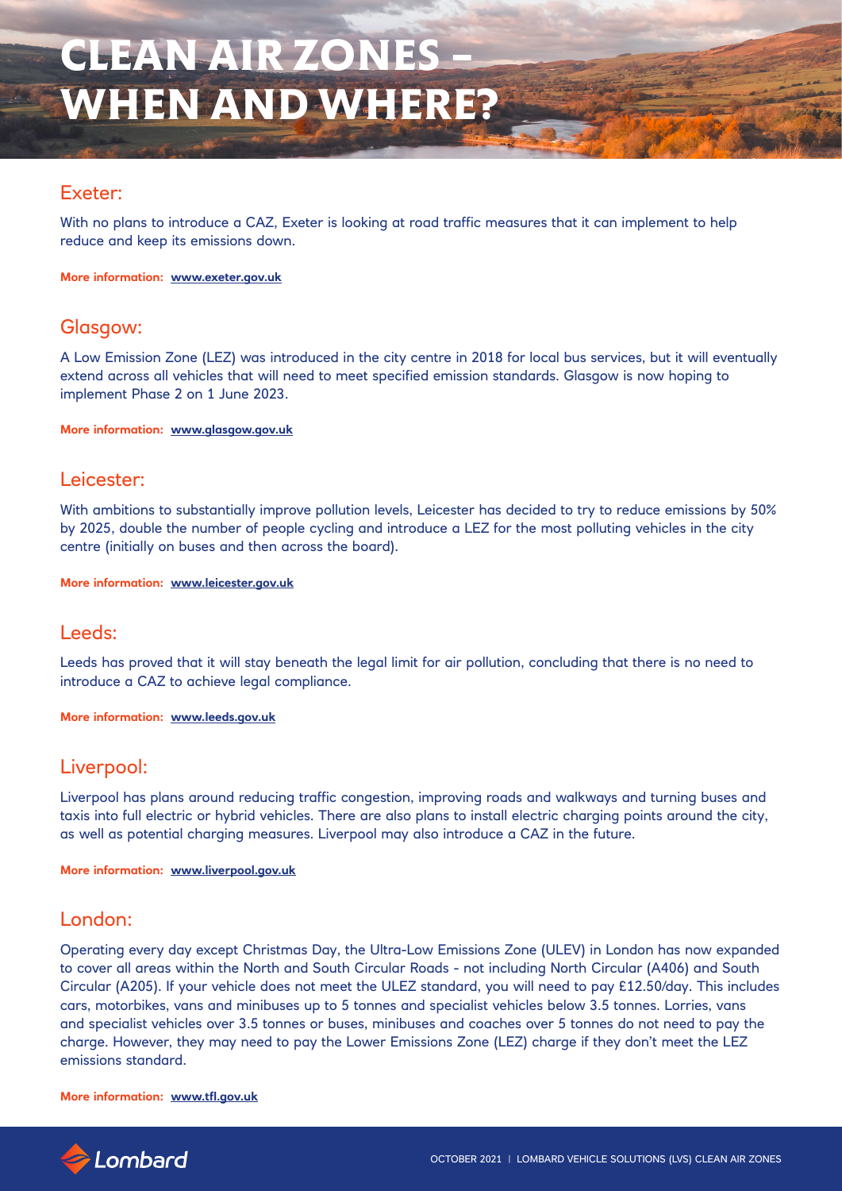# CLEAN AIR ZONES – WHEN AND WHERE?

## Exeter:

With no plans to introduce a CAZ, Exeter is looking at road traffic measures that it can implement to help reduce and keep its emissions down.

**More information: www.exeter.gov.uk**

## Glasgow:

A Low Emission Zone (LEZ) was introduced in the city centre in 2018 for local bus services, but it will eventually extend across all vehicles that will need to meet specified emission standards. Glasgow is now hoping to implement Phase 2 on 1 June 2023.

**More information: www.glasgow.gov.uk**

## Leicester:

With ambitions to substantially improve pollution levels, Leicester has decided to try to reduce emissions by 50% by 2025, double the number of people cycling and introduce a LEZ for the most polluting vehicles in the city centre (initially on buses and then across the board).

**More information: www.leicester.gov.uk**

## Leeds:

Leeds has proved that it will stay beneath the legal limit for air pollution, concluding that there is no need to introduce a CAZ to achieve legal compliance.

**More information: www.leeds.gov.uk**

## Liverpool:

Liverpool has plans around reducing traffic congestion, improving roads and walkways and turning buses and taxis into full electric or hybrid vehicles. There are also plans to install electric charging points around the city, as well as potential charging measures. Liverpool may also introduce a CAZ in the future.

**More information: www.liverpool.gov.uk**

## London:

Operating every day except Christmas Day, the Ultra-Low Emissions Zone (ULEV) in London has now expanded to cover all areas within the North and South Circular Roads - not including North Circular (A406) and South Circular (A205). If your vehicle does not meet the ULEZ standard, you will need to pay £12.50/day. This includes cars, motorbikes, vans and minibuses up to 5 tonnes and specialist vehicles below 3.5 tonnes. Lorries, vans and specialist vehicles over 3.5 tonnes or buses, minibuses and coaches over 5 tonnes do not need to pay the charge. However, they may need to pay the Lower Emissions Zone (LEZ) charge if they don't meet the LEZ emissions standard.

**More information: www.tfl.gov.uk**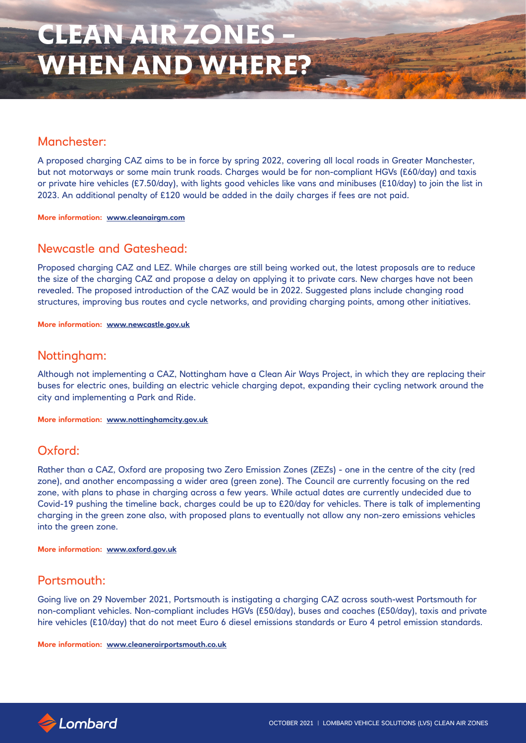# CLEAN AIR ZONES – WHEN AND WHERE?

## Manchester:

A proposed charging CAZ aims to be in force by spring 2022, covering all local roads in Greater Manchester, but not motorways or some main trunk roads. Charges would be for non-compliant HGVs (£60/day) and taxis or private hire vehicles (£7.50/day), with lights good vehicles like vans and minibuses (£10/day) to join the list in 2023. An additional penalty of £120 would be added in the daily charges if fees are not paid.

**More information: www.cleanairgm.com**

## Newcastle and Gateshead:

Proposed charging CAZ and LEZ. While charges are still being worked out, the latest proposals are to reduce the size of the charging CAZ and propose a delay on applying it to private cars. New charges have not been revealed. The proposed introduction of the CAZ would be in 2022. Suggested plans include changing road structures, improving bus routes and cycle networks, and providing charging points, among other initiatives.

**More information: www.newcastle.gov.uk**

## Nottingham:

Although not implementing a CAZ, Nottingham have a Clean Air Ways Project, in which they are replacing their buses for electric ones, building an electric vehicle charging depot, expanding their cycling network around the city and implementing a Park and Ride.

**More information: www.nottinghamcity.gov.uk**

## Oxford:

Rather than a CAZ, Oxford are proposing two Zero Emission Zones (ZEZs) - one in the centre of the city (red zone), and another encompassing a wider area (green zone). The Council are currently focusing on the red zone, with plans to phase in charging across a few years. While actual dates are currently undecided due to Covid-19 pushing the timeline back, charges could be up to £20/day for vehicles. There is talk of implementing charging in the green zone also, with proposed plans to eventually not allow any non-zero emissions vehicles into the green zone.

**More information: www.oxford.gov.uk**

## Portsmouth:

Going live on 29 November 2021, Portsmouth is instigating a charging CAZ across south-west Portsmouth for non-compliant vehicles. Non-compliant includes HGVs (£50/day), buses and coaches (£50/day), taxis and private hire vehicles (£10/day) that do not meet Euro 6 diesel emissions standards or Euro 4 petrol emission standards.

**More information: www.cleanerairportsmouth.co.uk**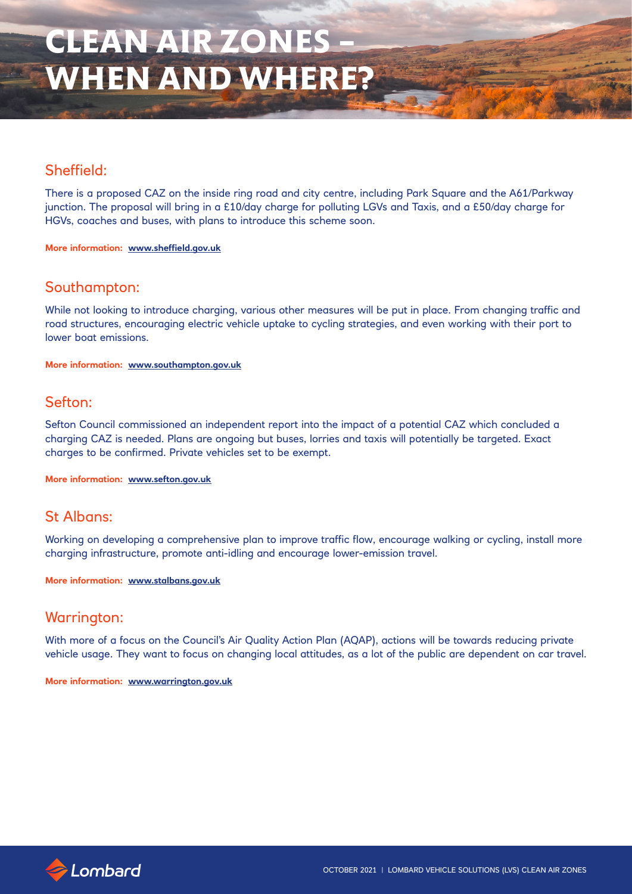# CLEAN AIR ZONES – WHEN AND WHERE?

## Sheffield:

There is a proposed CAZ on the inside ring road and city centre, including Park Square and the A61/Parkway junction. The proposal will bring in a £10/day charge for polluting LGVs and Taxis, and a £50/day charge for HGVs, coaches and buses, with plans to introduce this scheme soon.

**More information:** **www.sheffield.gov.uk**

## Southampton:

While not looking to introduce charging, various other measures will be put in place. From changing traffic and road structures, encouraging electric vehicle uptake to cycling strategies, and even working with their port to lower boat emissions.

**More information:** **www.southampton.gov.uk**

## Sefton:

Sefton Council commissioned an independent report into the impact of a potential CAZ which concluded a charging CAZ is needed. Plans are ongoing but buses, lorries and taxis will potentially be targeted. Exact charges to be confirmed. Private vehicles set to be exempt.

**More information:** **www.sefton.gov.uk**

## St Albans:

Working on developing a comprehensive plan to improve traffic flow, encourage walking or cycling, install more charging infrastructure, promote anti-idling and encourage lower-emission travel.

**More information:** **www.stalbans.gov.uk**

## Warrington:

With more of a focus on the Council's Air Quality Action Plan (AQAP), actions will be towards reducing private vehicle usage. They want to focus on changing local attitudes, as a lot of the public are dependent on car travel.

**More information:** **www.warrington.gov.uk**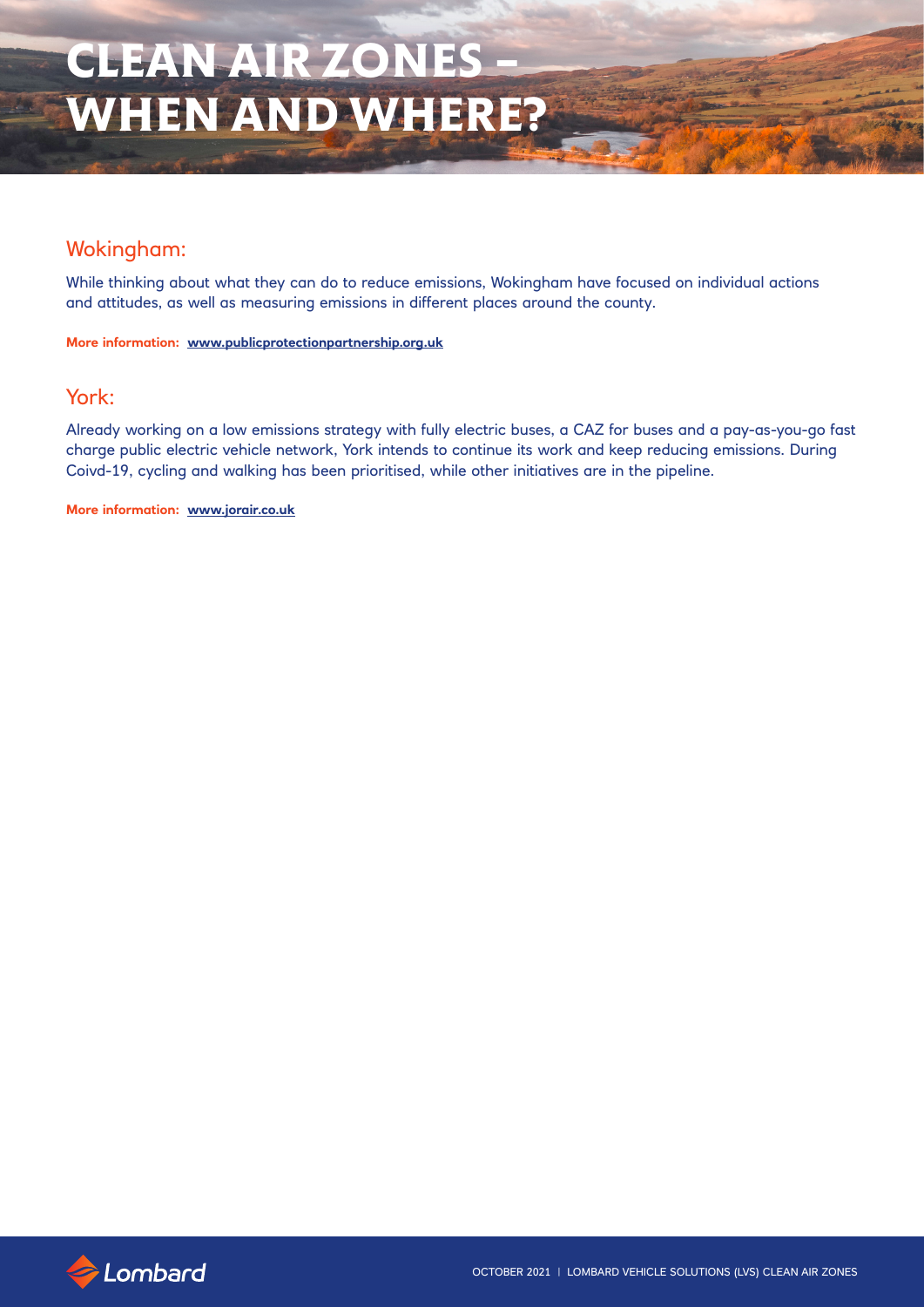# CLEAN AIR ZONES – WHEN AND WHERE?

## Wokingham:

While thinking about what they can do to reduce emissions, Wokingham have focused on individual actions and attitudes, as well as measuring emissions in different places around the county.

**More information: www.publicprotectionpartnership.org.uk**

## York:

Already working on a low emissions strategy with fully electric buses, a CAZ for buses and a pay-as-you-go fast charge public electric vehicle network, York intends to continue its work and keep reducing emissions. During Coivd-19, cycling and walking has been prioritised, while other initiatives are in the pipeline.

**More information: www.jorair.co.uk**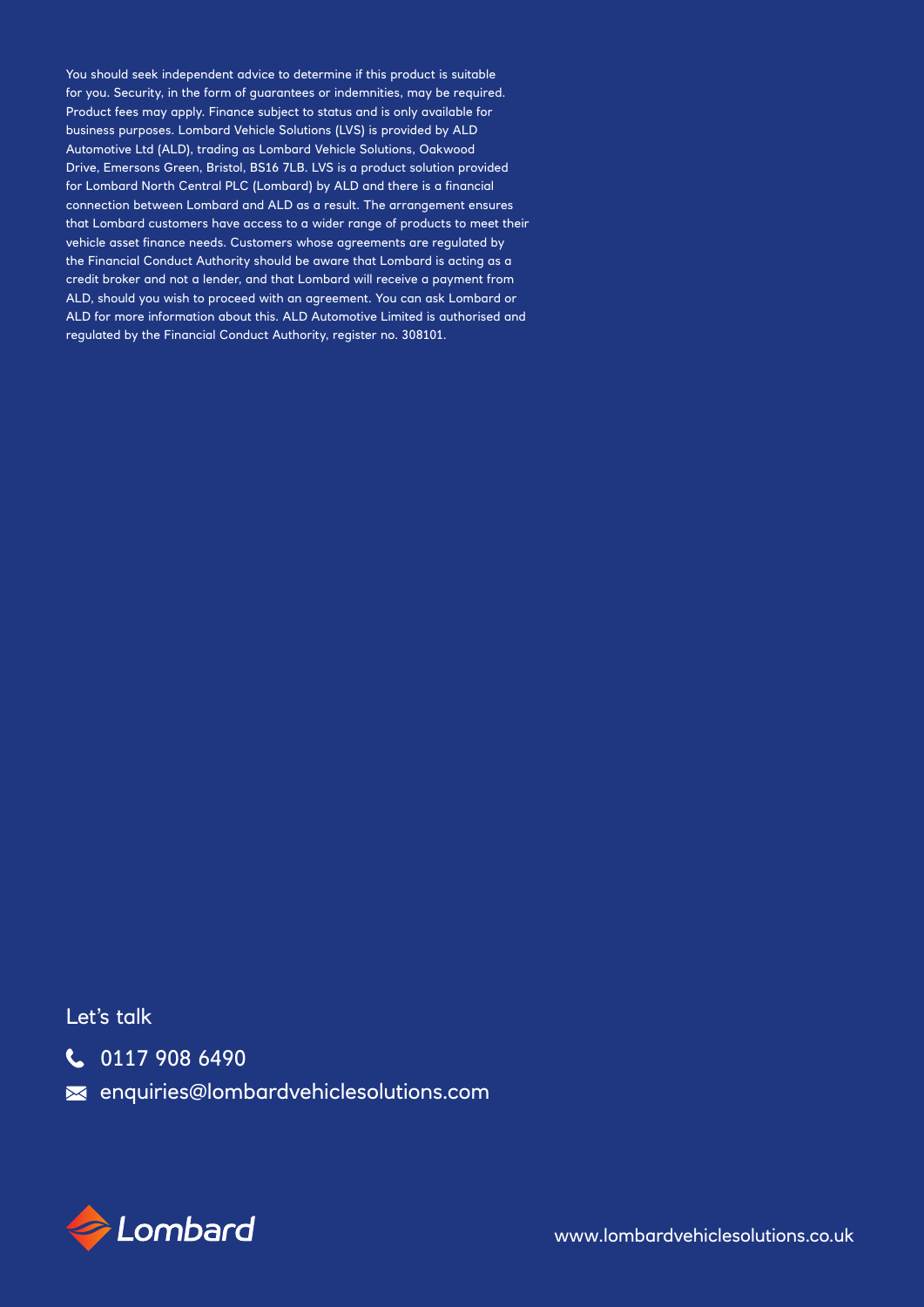You should seek independent advice to determine if this product is suitable for you. Security, in the form of guarantees or indemnities, may be required. Product fees may apply. Finance subject to status and is only available for business purposes. Lombard Vehicle Solutions (LVS) is provided by ALD Automotive Ltd (ALD), trading as Lombard Vehicle Solutions, Oakwood Drive, Emersons Green, Bristol, BS16 7LB. LVS is a product solution provided for Lombard North Central PLC (Lombard) by ALD and there is a financial connection between Lombard and ALD as a result. The arrangement ensures that Lombard customers have access to a wider range of products to meet their vehicle asset finance needs. Customers whose agreements are regulated by the Financial Conduct Authority should be aware that Lombard is acting as a credit broker and not a lender, and that Lombard will receive a payment from ALD, should you wish to proceed with an agreement. You can ask Lombard or ALD for more information about this. ALD Automotive Limited is authorised and regulated by the Financial Conduct Authority, register no. 308101.

Let's talk

0117 908 6490

enquiries@lombardvehiclesolutions.com

Lombard

www.lombardvehiclesolutions.co.uk